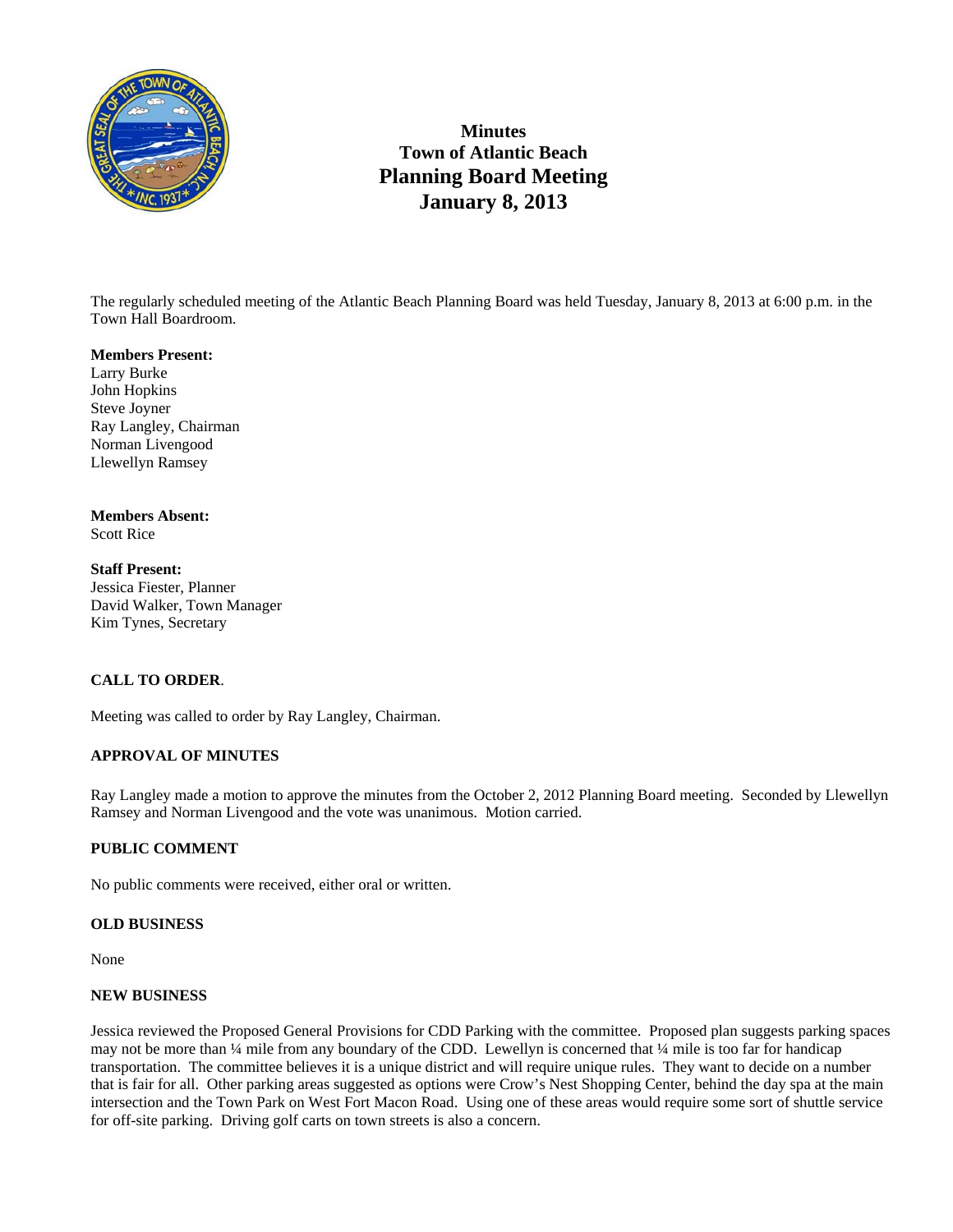# Minutes
# Town of Atlantic Beach
# Planning Board Meeting
# January 8, 2013

The regularly scheduled meeting of the Atlantic Beach Planning Board was held Tuesday, January 8, 2013 at 6:00 p.m. in the Town Hall Boardroom.

**Members Present:**
Larry Burke
John Hopkins
Steve Joyner
Ray Langley, Chairman
Norman Livengood
Llewellyn Ramsey

**Members Absent:**
Scott Rice

**Staff Present:**
Jessica Fiester, Planner
David Walker, Town Manager
Kim Tynes, Secretary

**CALL TO ORDER**.

Meeting was called to order by Ray Langley, Chairman.

**APPROVAL OF MINUTES**

Ray Langley made a motion to approve the minutes from the October 2, 2012 Planning Board meeting. Seconded by Llewellyn Ramsey and Norman Livengood and the vote was unanimous. Motion carried.

**PUBLIC COMMENT**

No public comments were received, either oral or written.

**OLD BUSINESS**

None

**NEW BUSINESS**

Jessica reviewed the Proposed General Provisions for CDD Parking with the committee. Proposed plan suggests parking spaces may not be more than ¼ mile from any boundary of the CDD. Lewellyn is concerned that ¼ mile is too far for handicap transportation. The committee believes it is a unique district and will require unique rules. They want to decide on a number that is fair for all. Other parking areas suggested as options were Crow's Nest Shopping Center, behind the day spa at the main intersection and the Town Park on West Fort Macon Road. Using one of these areas would require some sort of shuttle service for off-site parking. Driving golf carts on town streets is also a concern.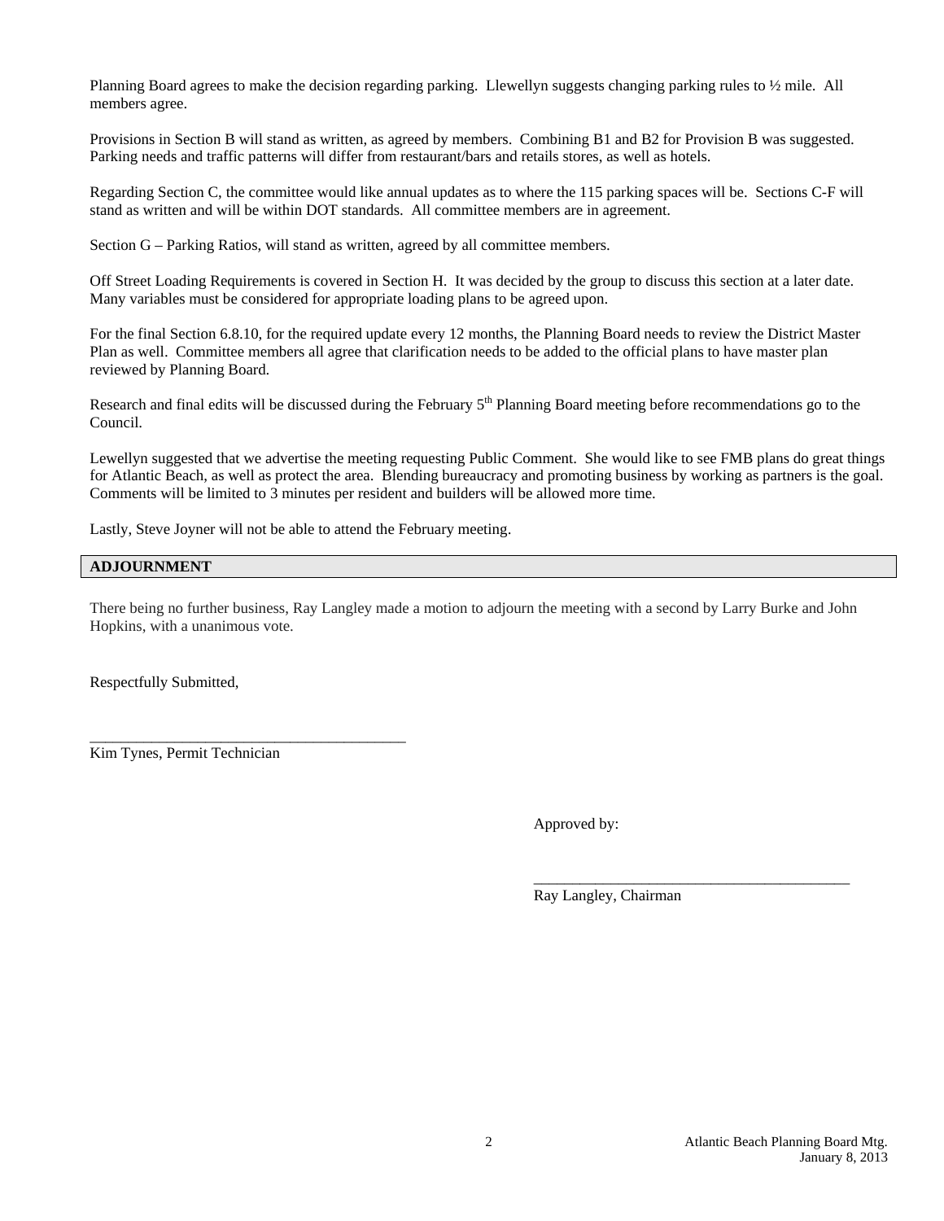Planning Board agrees to make the decision regarding parking. Llewellyn suggests changing parking rules to ½ mile. All members agree.

Provisions in Section B will stand as written, as agreed by members. Combining B1 and B2 for Provision B was suggested. Parking needs and traffic patterns will differ from restaurant/bars and retails stores, as well as hotels.

Regarding Section C, the committee would like annual updates as to where the 115 parking spaces will be. Sections C-F will stand as written and will be within DOT standards. All committee members are in agreement.

Section G – Parking Ratios, will stand as written, agreed by all committee members.

Off Street Loading Requirements is covered in Section H. It was decided by the group to discuss this section at a later date. Many variables must be considered for appropriate loading plans to be agreed upon.

For the final Section 6.8.10, for the required update every 12 months, the Planning Board needs to review the District Master Plan as well. Committee members all agree that clarification needs to be added to the official plans to have master plan reviewed by Planning Board.

Research and final edits will be discussed during the February 5th Planning Board meeting before recommendations go to the Council.

Lewellyn suggested that we advertise the meeting requesting Public Comment. She would like to see FMB plans do great things for Atlantic Beach, as well as protect the area. Blending bureaucracy and promoting business by working as partners is the goal. Comments will be limited to 3 minutes per resident and builders will be allowed more time.

Lastly, Steve Joyner will not be able to attend the February meeting.

## ADJOURNMENT

There being no further business, Ray Langley made a motion to adjourn the meeting with a second by Larry Burke and John Hopkins, with a unanimous vote.

Respectfully Submitted,

\_\_\_\_\_\_\_\_\_\_\_\_\_\_\_\_\_\_\_\_\_\_\_\_\_\_\_\_\_\_\_\_\_\_\_\_\_\_\_\_\_\_

Kim Tynes, Permit Technician

Approved by:

\_\_\_\_\_\_\_\_\_\_\_\_\_\_\_\_\_\_\_\_\_\_\_\_\_\_\_\_\_\_\_\_\_\_\_\_\_\_\_\_\_\_

Ray Langley, Chairman